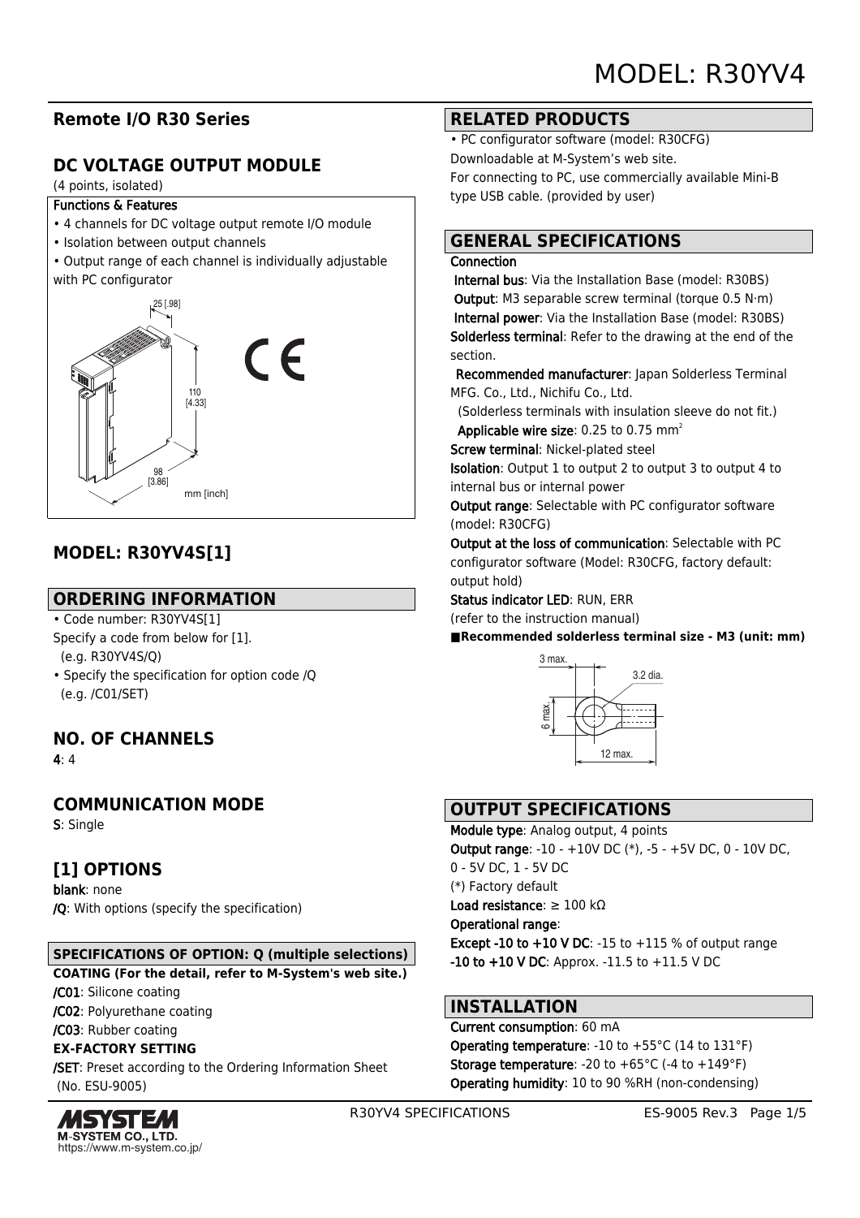# MODEL: R30YV4

## Remote I/O R30 Series

## DC VOLTAGE OUTPUT MODULE

(4 points, isolated)

**Functions & Features**

- 4 channels for DC voltage output remote I/O module
- Isolation between output channels
- Output range of each channel is individually adjustable with PC configurator

25 [.98]

110 [4.33]

98 [3.86]

mm [inch]

## MODEL: R30YV4S[1]

## ORDERING INFORMATION

- Code number: R30YV4S[1]
  Specify a code from below for [1].
  (e.g. R30YV4S/Q)
- Specify the specification for option code /Q
  (e.g. /C01/SET)

## NO. OF CHANNELS

**4**: 4

## COMMUNICATION MODE

**S**: Single

## [1] OPTIONS

**blank**: none
**/Q**: With options (specify the specification)

### SPECIFICATIONS OF OPTION: Q (multiple selections)

**COATING (For the detail, refer to M-System's web site.)**
**/C01**: Silicone coating
**/C02**: Polyurethane coating
**/C03**: Rubber coating
**EX-FACTORY SETTING**
**/SET**: Preset according to the Ordering Information Sheet (No. ESU-9005)

## RELATED PRODUCTS

- PC configurator software (model: R30CFG)
  Downloadable at M-System's web site.
  For connecting to PC, use commercially available Mini-B type USB cable. (provided by user)

## GENERAL SPECIFICATIONS

**Connection**
**Internal bus**: Via the Installation Base (model: R30BS)
**Output**: M3 separable screw terminal (torque 0.5 N·m)
**Internal power**: Via the Installation Base (model: R30BS)
**Solderless terminal**: Refer to the drawing at the end of the section.
**Recommended manufacturer**: Japan Solderless Terminal MFG. Co., Ltd., Nichifu Co., Ltd.
(Solderless terminals with insulation sleeve do not fit.)
**Applicable wire size**: 0.25 to 0.75 mm²
**Screw terminal**: Nickel-plated steel
**Isolation**: Output 1 to output 2 to output 3 to output 4 to internal bus or internal power
**Output range**: Selectable with PC configurator software (model: R30CFG)
**Output at the loss of communication**: Selectable with PC configurator software (Model: R30CFG, factory default: output hold)
**Status indicator LED**: RUN, ERR
(refer to the instruction manual)

■**Recommended solderless terminal size - M3 (unit: mm)**

3 max.  3.2 dia.  6 max.  12 max.

## OUTPUT SPECIFICATIONS

**Module type**: Analog output, 4 points
**Output range**: -10 - +10V DC (*), -5 - +5V DC, 0 - 10V DC, 0 - 5V DC, 1 - 5V DC
(*) Factory default
**Load resistance**: ≥ 100 kΩ
**Operational range**:
**Except -10 to +10 V DC**: -15 to +115 % of output range
**-10 to +10 V DC**: Approx. -11.5 to +11.5 V DC

## INSTALLATION

**Current consumption**: 60 mA
**Operating temperature**: -10 to +55°C (14 to 131°F)
**Storage temperature**: -20 to +65°C (-4 to +149°F)
**Operating humidity**: 10 to 90 %RH (non-condensing)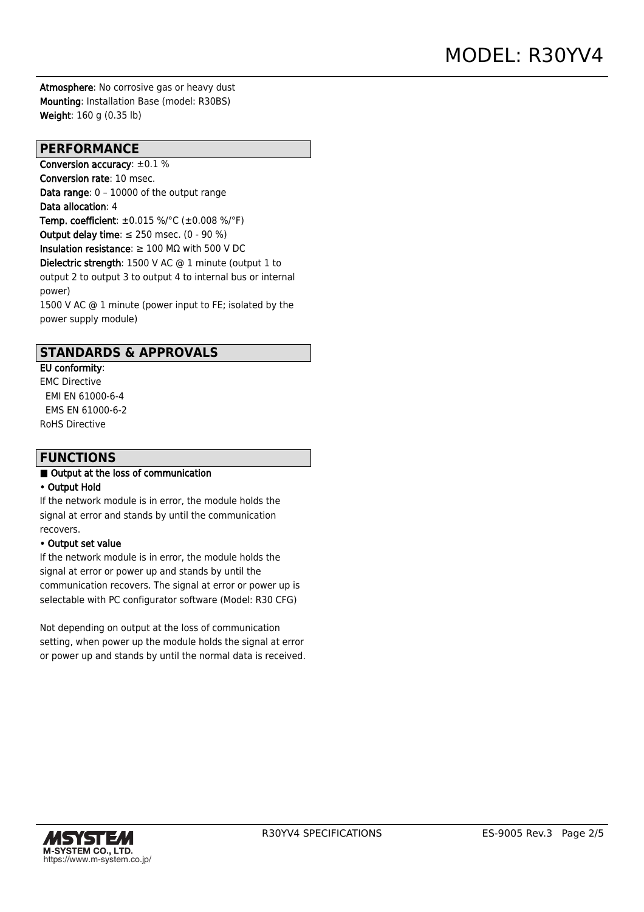**Atmosphere**: No corrosive gas or heavy dust
**Mounting**: Installation Base (model: R30BS)
**Weight**: 160 g (0.35 lb)

## PERFORMANCE

**Conversion accuracy**: ±0.1 %
**Conversion rate**: 10 msec.
**Data range**: 0 – 10000 of the output range
**Data allocation**: 4
**Temp. coefficient**: ±0.015 %/°C (±0.008 %/°F)
**Output delay time**: ≤ 250 msec. (0 - 90 %)
**Insulation resistance**: ≥ 100 MΩ with 500 V DC
**Dielectric strength**: 1500 V AC @ 1 minute (output 1 to output 2 to output 3 to output 4 to internal bus or internal power)
1500 V AC @ 1 minute (power input to FE; isolated by the power supply module)

## STANDARDS & APPROVALS

**EU conformity**:
EMC Directive
  EMI EN 61000-6-4
  EMS EN 61000-6-2
RoHS Directive

## FUNCTIONS

**■ Output at the loss of communication**

**• Output Hold**

If the network module is in error, the module holds the signal at error and stands by until the communication recovers.

**• Output set value**

If the network module is in error, the module holds the signal at error or power up and stands by until the communication recovers. The signal at error or power up is selectable with PC configurator software (Model: R30 CFG)

Not depending on output at the loss of communication setting, when power up the module holds the signal at error or power up and stands by until the normal data is received.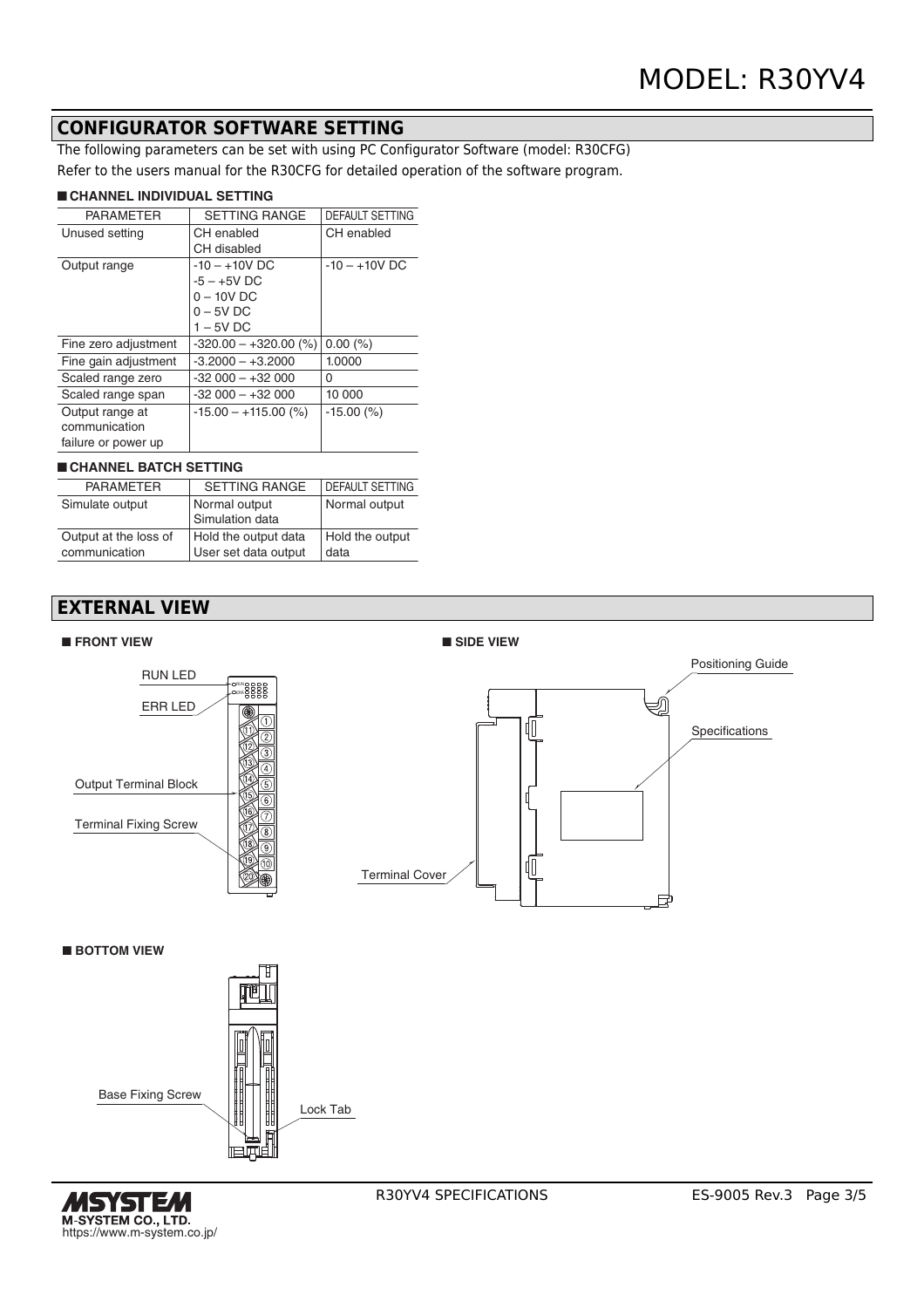## CONFIGURATOR SOFTWARE SETTING

The following parameters can be set with using PC Configurator Software (model: R30CFG)
Refer to the users manual for the R30CFG for detailed operation of the software program.

### ■ CHANNEL INDIVIDUAL SETTING

| PARAMETER | SETTING RANGE | DEFAULT SETTING |
|---|---|---|
| Unused setting | CH enabled<br>CH disabled | CH enabled |
| Output range | -10 – +10V DC<br>-5 – +5V DC<br>0 – 10V DC<br>0 – 5V DC<br>1 – 5V DC | -10 – +10V DC |
| Fine zero adjustment | -320.00 – +320.00 (%) | 0.00 (%) |
| Fine gain adjustment | -3.2000 – +3.2000 | 1.0000 |
| Scaled range zero | -32 000 – +32 000 | 0 |
| Scaled range span | -32 000 – +32 000 | 10 000 |
| Output range at communication failure or power up | -15.00 – +115.00 (%) | -15.00 (%) |

### ■ CHANNEL BATCH SETTING

| PARAMETER | SETTING RANGE | DEFAULT SETTING |
|---|---|---|
| Simulate output | Normal output<br>Simulation data | Normal output |
| Output at the loss of communication | Hold the output data<br>User set data output | Hold the output data |

## EXTERNAL VIEW

### ■ FRONT VIEW

RUN LED
ERR LED
Output Terminal Block
Terminal Fixing Screw

### ■ SIDE VIEW

Positioning Guide
Specifications
Terminal Cover

### ■ BOTTOM VIEW

Base Fixing Screw
Lock Tab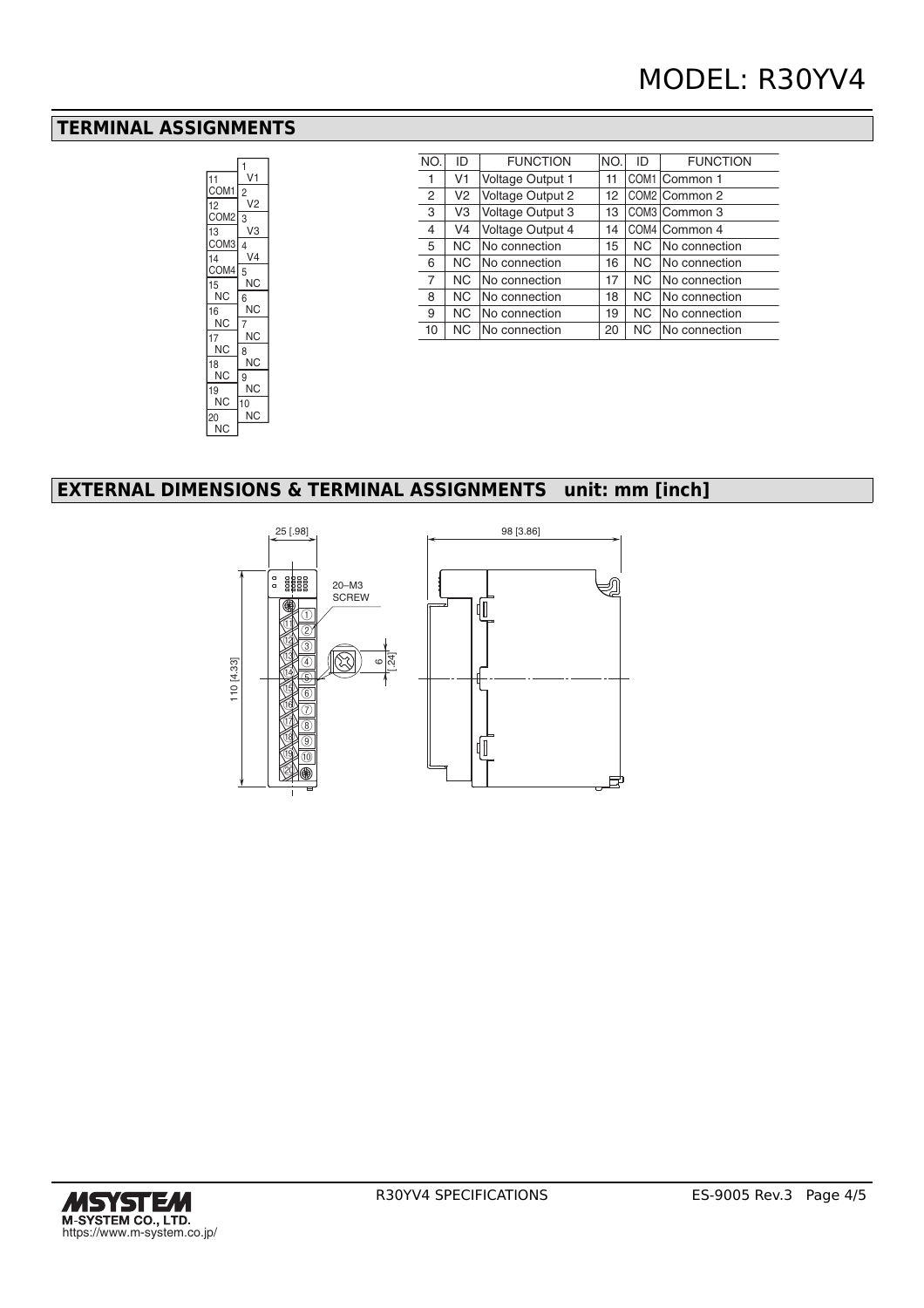## TERMINAL ASSIGNMENTS

| NO. | ID | FUNCTION | NO. | ID | FUNCTION |
|---|---|---|---|---|---|
| 1 | V1 | Voltage Output 1 | 11 | COM1 | Common 1 |
| 2 | V2 | Voltage Output 2 | 12 | COM2 | Common 2 |
| 3 | V3 | Voltage Output 3 | 13 | COM3 | Common 3 |
| 4 | V4 | Voltage Output 4 | 14 | COM4 | Common 4 |
| 5 | NC | No connection | 15 | NC | No connection |
| 6 | NC | No connection | 16 | NC | No connection |
| 7 | NC | No connection | 17 | NC | No connection |
| 8 | NC | No connection | 18 | NC | No connection |
| 9 | NC | No connection | 19 | NC | No connection |
| 10 | NC | No connection | 20 | NC | No connection |

## EXTERNAL DIMENSIONS & TERMINAL ASSIGNMENTS unit: mm [inch]

25 [.98]

98 [3.86]

110 [4.33]

20–M3 SCREW

6 [.24]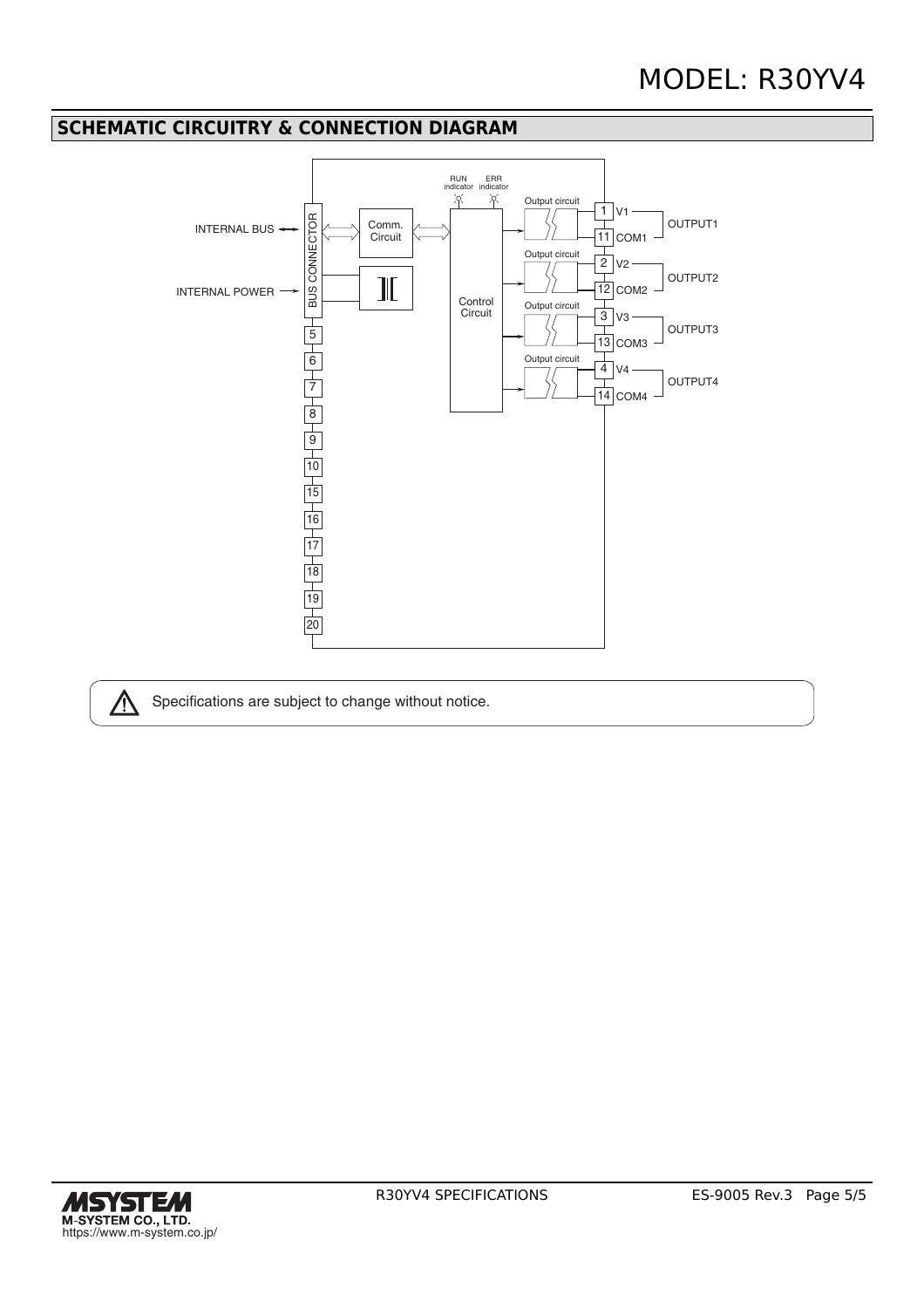## SCHEMATIC CIRCUITRY & CONNECTION DIAGRAM

RUN indicator
ERR indicator
INTERNAL BUS
INTERNAL POWER
BUS CONNECTOR
Comm. Circuit
Control Circuit
Output circuit
Output circuit
Output circuit
Output circuit
1 V1
11 COM1
OUTPUT1
2 V2
12 COM2
OUTPUT2
3 V3
13 COM3
OUTPUT3
4 V4
14 COM4
OUTPUT4
5
6
7
8
9
10
15
16
17
18
19
20

⚠ Specifications are subject to change without notice.